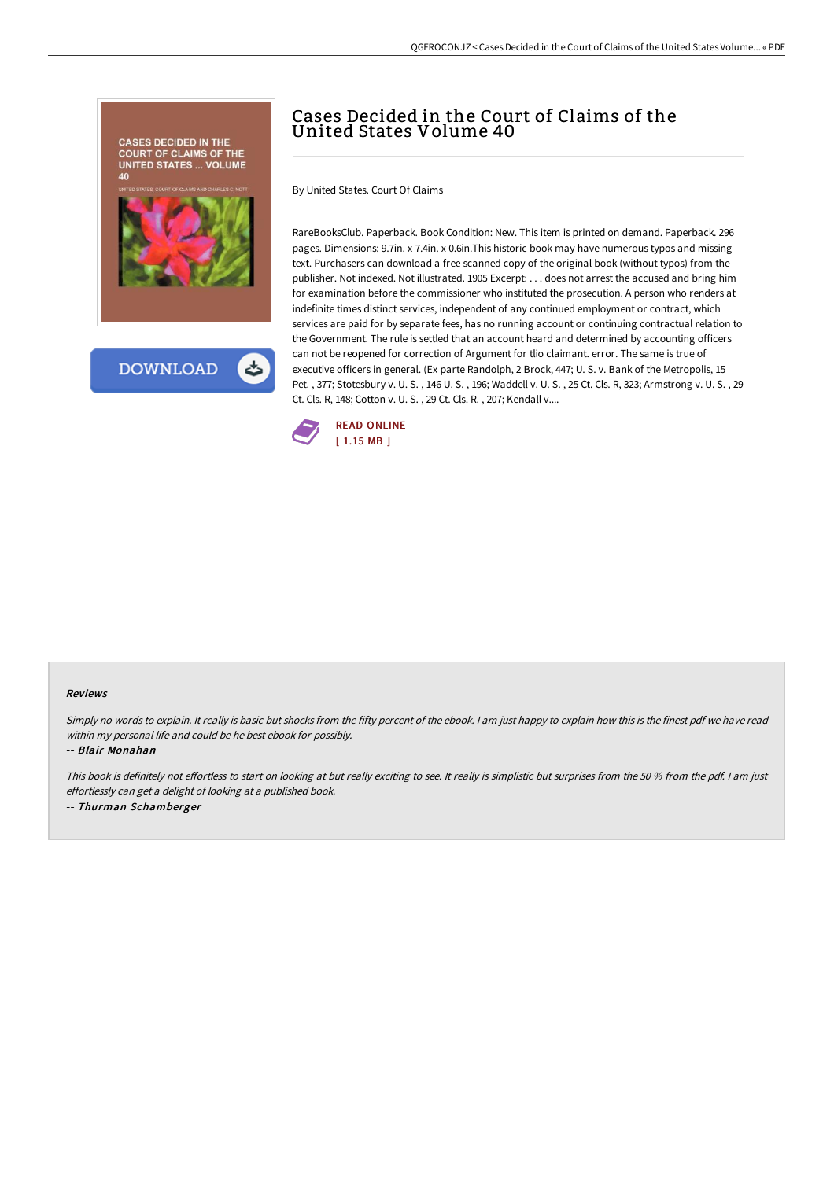# Cases Decided in the Court of Claims of the United States Volume 40

By United States. Court Of Claims

RareBooksClub. Paperback. Book Condition: New. This item is printed on demand. Paperback. 296 pages. Dimensions: 9.7in. x 7.4in. x 0.6in.This historic book may have numerous typos and missing text. Purchasers can download a free scanned copy of the original book (without typos) from the publisher. Not indexed. Not illustrated. 1905 Excerpt: . . . does not arrest the accused and bring him for examination before the commissioner who instituted the prosecution. A person who renders at indefinite times distinct services, independent of any continued employment or contract, which services are paid for by separate fees, has no running account or continuing contractual relation to the Government. The rule is settled that an account heard and determined by accounting officers can not be reopened for correction of Argument for tlio claimant. error. The same is true of executive officers in general. (Ex parte Randolph, 2 Brock, 447; U. S. v. Bank of the Metropolis, 15 Pet. , 377; Stotesbury v. U. S. , 146 U. S. , 196; Waddell v. U. S. , 25 Ct. Cls. R, 323; Armstrong v. U. S. , 29 Ct. Cls. R, 148; Cotton v. U. S. , 29 Ct. Cls. R. , 207; Kendall v....

DOWNLOAD

READ ONLINE
[ 1.15 MB ]

### Reviews

*Simply no words to explain. It really is basic but shocks from the fifty percent of the ebook. I am just happy to explain how this is the finest pdf we have read within my personal life and could be he best ebook for possibly.*

*-- **Blair Monahan***

*This book is definitely not effortless to start on looking at but really exciting to see. It really is simplistic but surprises from the 50 % from the pdf. I am just effortlessly can get a delight of looking at a published book.*

*-- **Thurman Schamberger***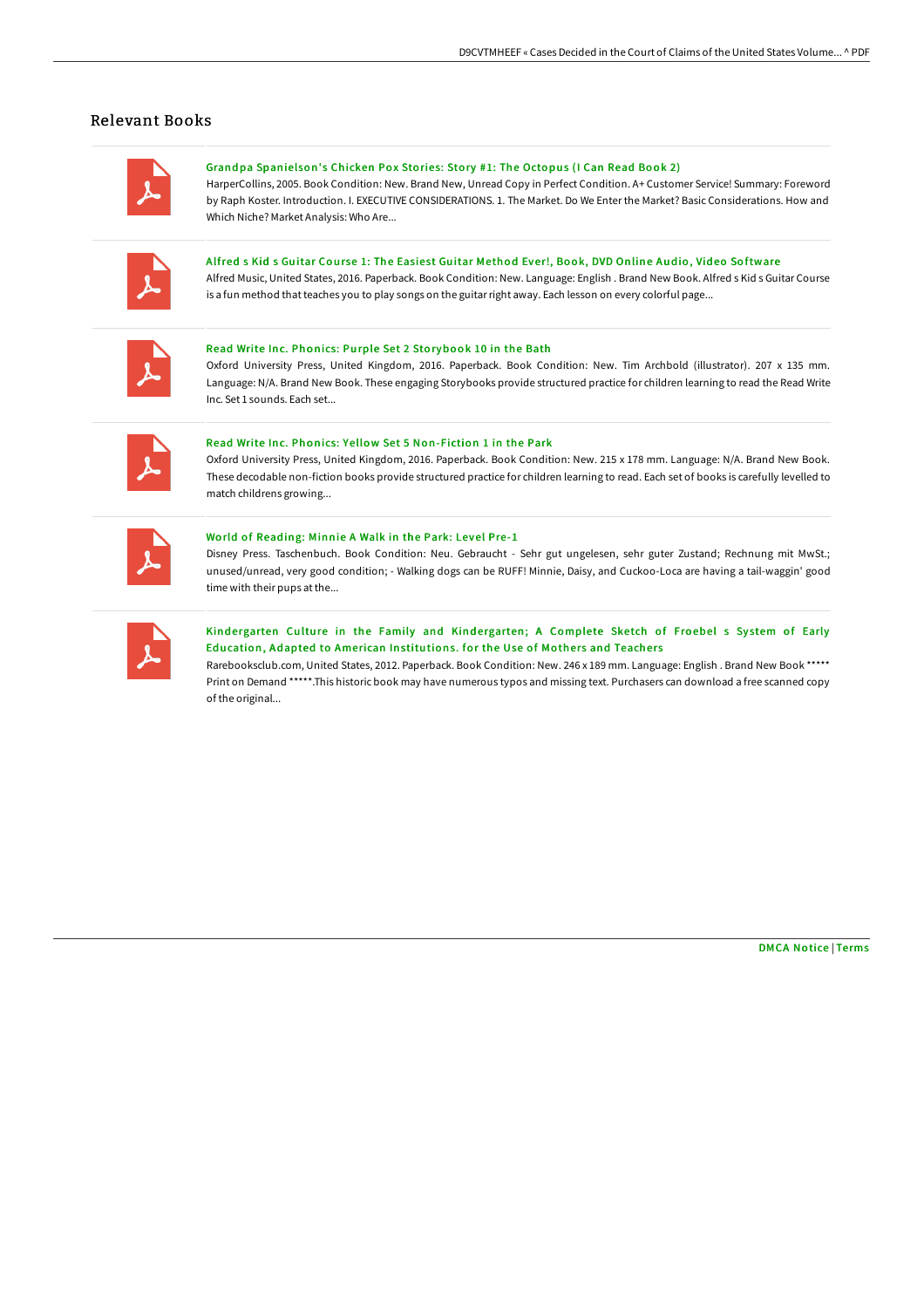## Relevant Books

**Grandpa Spanielson's Chicken Pox Stories: Story #1: The Octopus (I Can Read Book 2)**

HarperCollins, 2005. Book Condition: New. Brand New, Unread Copy in Perfect Condition. A+ Customer Service! Summary: Foreword by Raph Koster. Introduction. I. EXECUTIVE CONSIDERATIONS. 1. The Market. Do We Enter the Market? Basic Considerations. How and Which Niche? Market Analysis: Who Are...

**Alfred s Kid s Guitar Course 1: The Easiest Guitar Method Ever!, Book, DVD Online Audio, Video Software**

Alfred Music, United States, 2016. Paperback. Book Condition: New. Language: English . Brand New Book. Alfred s Kid s Guitar Course is a fun method that teaches you to play songs on the guitar right away. Each lesson on every colorful page...

**Read Write Inc. Phonics: Purple Set 2 Storybook 10 in the Bath**

Oxford University Press, United Kingdom, 2016. Paperback. Book Condition: New. Tim Archbold (illustrator). 207 x 135 mm. Language: N/A. Brand New Book. These engaging Storybooks provide structured practice for children learning to read the Read Write Inc. Set 1 sounds. Each set...

**Read Write Inc. Phonics: Yellow Set 5 Non-Fiction 1 in the Park**

Oxford University Press, United Kingdom, 2016. Paperback. Book Condition: New. 215 x 178 mm. Language: N/A. Brand New Book. These decodable non-fiction books provide structured practice for children learning to read. Each set of books is carefully levelled to match childrens growing...

**World of Reading: Minnie A Walk in the Park: Level Pre-1**

Disney Press. Taschenbuch. Book Condition: Neu. Gebraucht - Sehr gut ungelesen, sehr guter Zustand; Rechnung mit MwSt.; unused/unread, very good condition; - Walking dogs can be RUFF! Minnie, Daisy, and Cuckoo-Loca are having a tail-waggin' good time with their pups at the...

**Kindergarten Culture in the Family and Kindergarten; A Complete Sketch of Froebel s System of Early Education, Adapted to American Institutions. for the Use of Mothers and Teachers**

Rarebooksclub.com, United States, 2012. Paperback. Book Condition: New. 246 x 189 mm. Language: English . Brand New Book ***** Print on Demand *****.This historic book may have numerous typos and missing text. Purchasers can download a free scanned copy of the original...